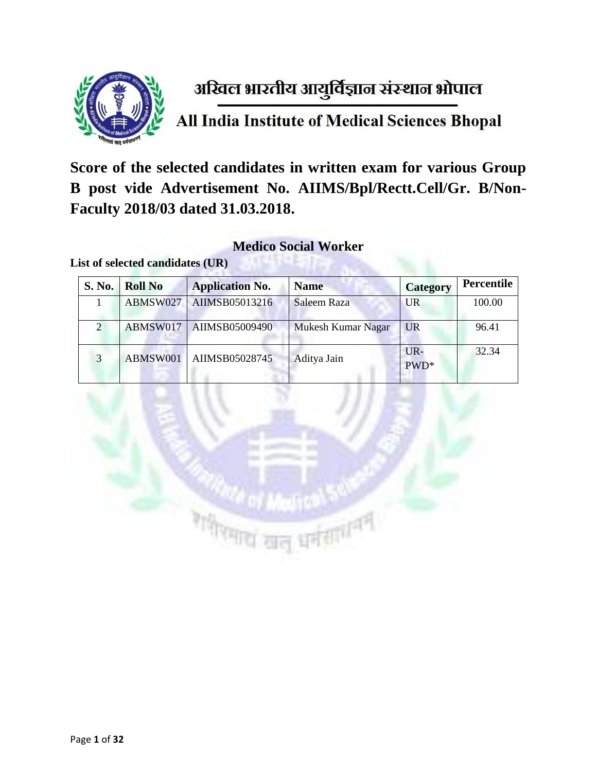# अखिल भारतीय आयुर्विज्ञान संस्थान भोपाल

# All India Institute of Medical Sciences Bhopal

## Score of the selected candidates in written exam for various Group B post vide Advertisement No. AIIMS/Bpl/Rectt.Cell/Gr. B/Non-Faculty 2018/03 dated 31.03.2018.

### Medico Social Worker

**List of selected candidates (UR)**

| S. No. | Roll No | Application No. | Name | Category | Percentile |
|---|---|---|---|---|---|
| 1 | ABMSW027 | AIIMSB05013216 | Saleem Raza | UR | 100.00 |
| 2 | ABMSW017 | AIIMSB05009490 | Mukesh Kumar Nagar | UR | 96.41 |
| 3 | ABMSW001 | AIIMSB05028745 | Aditya Jain | UR-PWD* | 32.34 |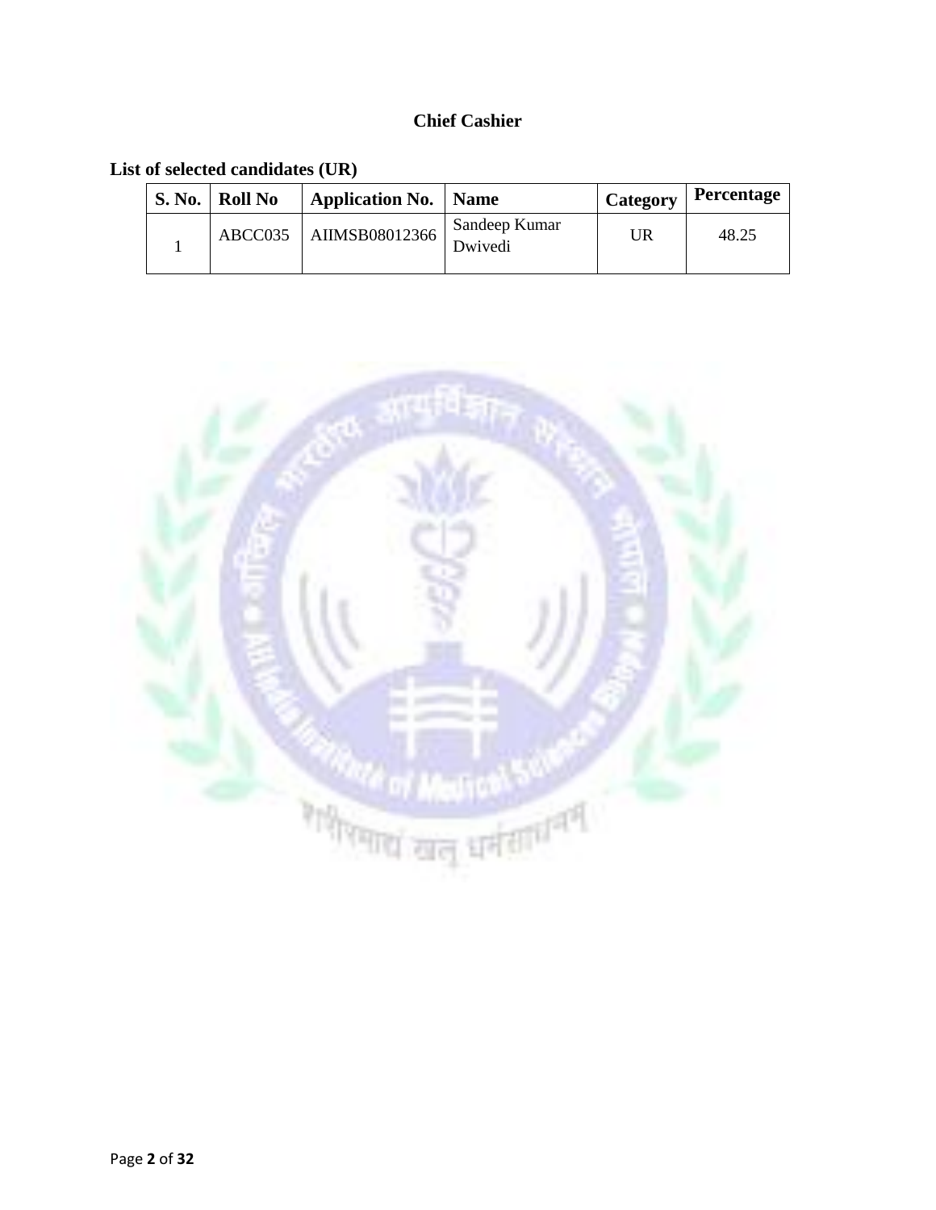## Chief Cashier

**List of selected candidates (UR)**

| S. No. | Roll No | Application No. | Name | Category | Percentage |
|---|---|---|---|---|---|
| 1 | ABCC035 | AIIMSB08012366 | Sandeep Kumar Dwivedi | UR | 48.25 |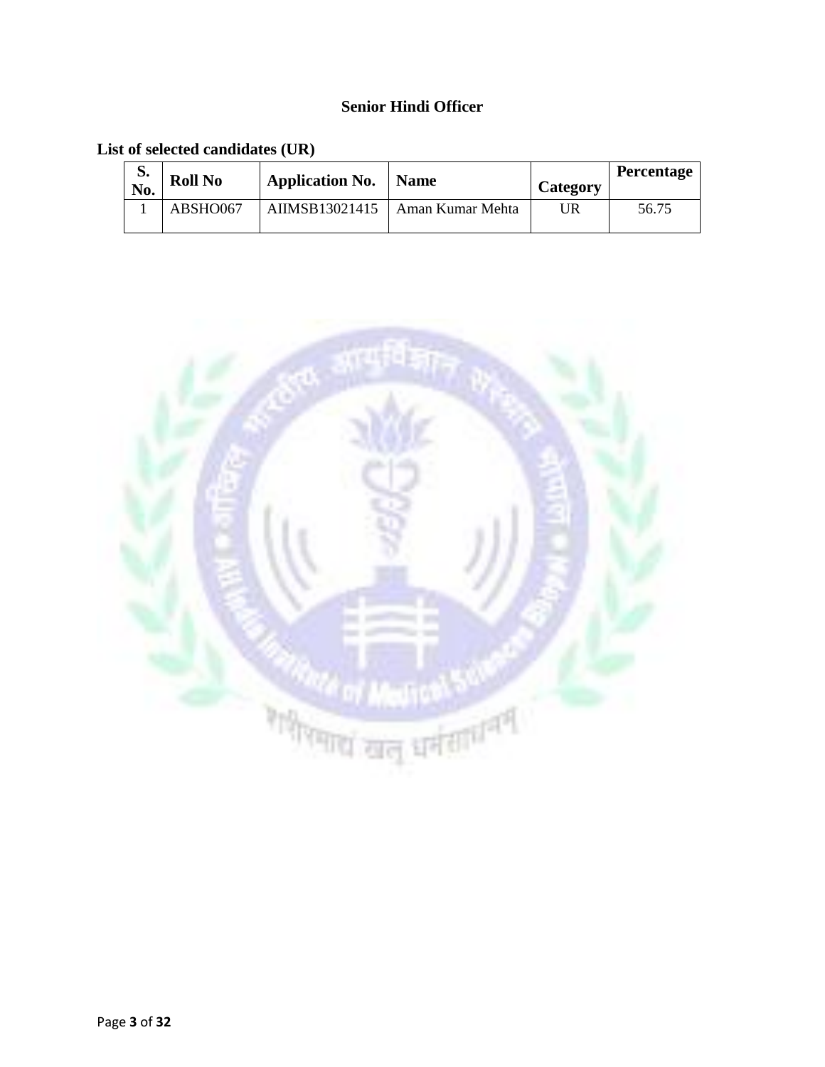## Senior Hindi Officer

**List of selected candidates (UR)**

| S. No. | Roll No | Application No. | Name | Category | Percentage |
|---|---|---|---|---|---|
| 1 | ABSHO067 | AIIMSB13021415 | Aman Kumar Mehta | UR | 56.75 |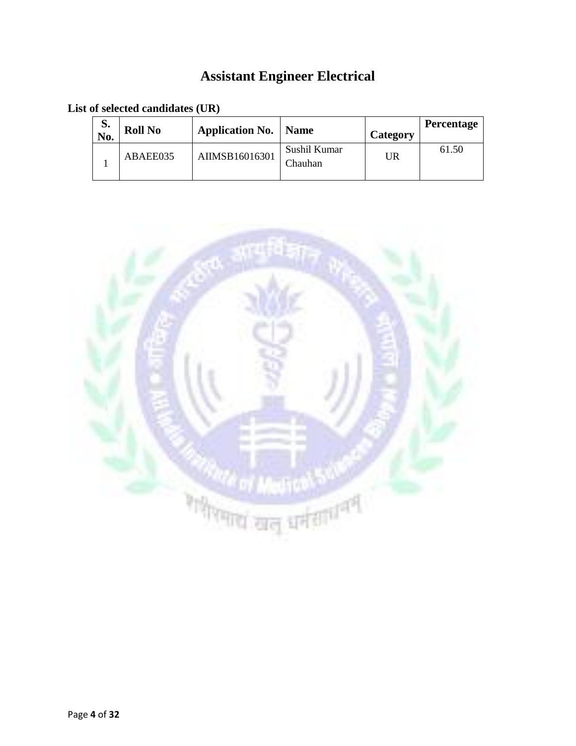# Assistant Engineer Electrical

**List of selected candidates (UR)**

| S. No. | Roll No | Application No. | Name | Category | Percentage |
|---|---|---|---|---|---|
| 1 | ABAEE035 | AIIMSB16016301 | Sushil Kumar Chauhan | UR | 61.50 |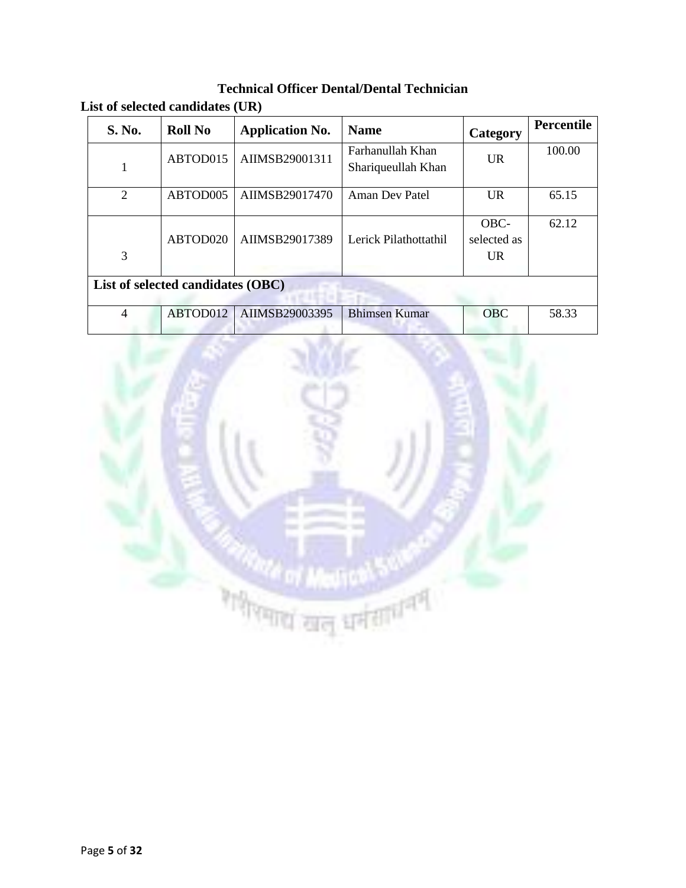## Technical Officer Dental/Dental Technician

**List of selected candidates (UR)**

| S. No. | Roll No | Application No. | Name | Category | Percentile |
|---|---|---|---|---|---|
| 1 | ABTOD015 | AIIMSB29001311 | Farhanullah Khan Shariqueullah Khan | UR | 100.00 |
| 2 | ABTOD005 | AIIMSB29017470 | Aman Dev Patel | UR | 65.15 |
| 3 | ABTOD020 | AIIMSB29017389 | Lerick Pilathottathil | OBC-selected as UR | 62.12 |
| **List of selected candidates (OBC)** | | | | | |
| 4 | ABTOD012 | AIIMSB29003395 | Bhimsen Kumar | OBC | 58.33 |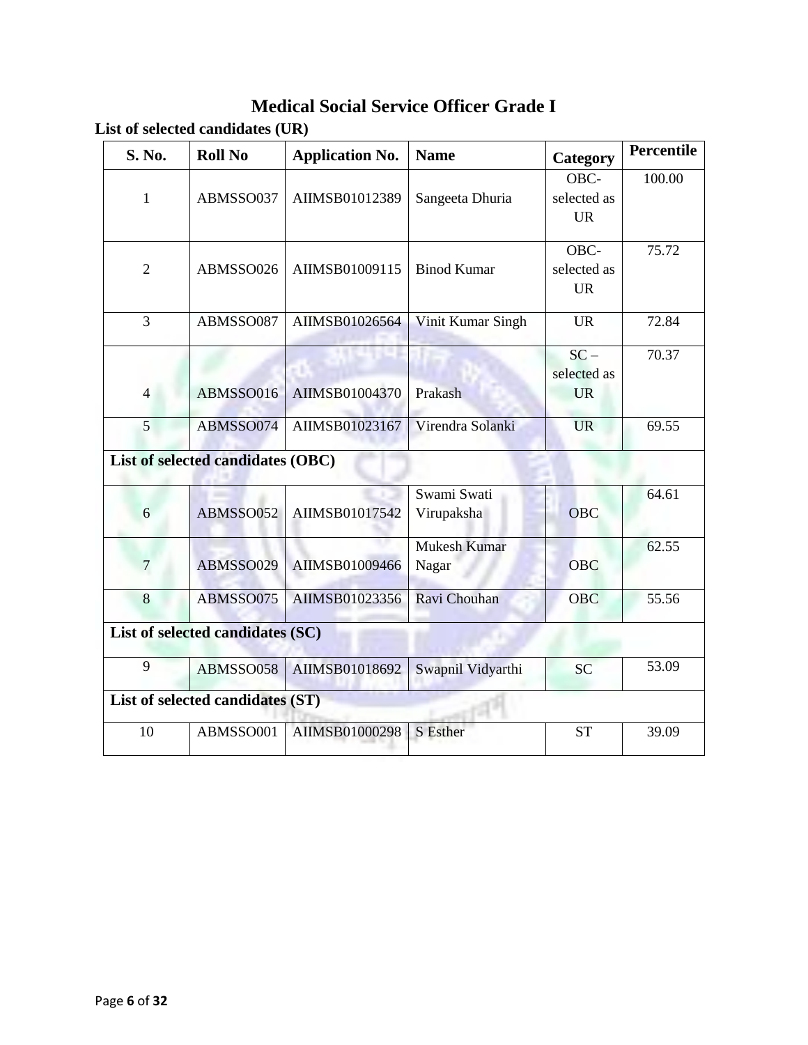# Medical Social Service Officer Grade I

**List of selected candidates (UR)**

| S. No. | Roll No | Application No. | Name | Category | Percentile |
|---|---|---|---|---|---|
| 1 | ABMSSO037 | AIIMSB01012389 | Sangeeta Dhuria | OBC-selected as UR | 100.00 |
| 2 | ABMSSO026 | AIIMSB01009115 | Binod Kumar | OBC-selected as UR | 75.72 |
| 3 | ABMSSO087 | AIIMSB01026564 | Vinit Kumar Singh | UR | 72.84 |
| 4 | ABMSSO016 | AIIMSB01004370 | Prakash | SC – selected as UR | 70.37 |
| 5 | ABMSSO074 | AIIMSB01023167 | Virendra Solanki | UR | 69.55 |
| **List of selected candidates (OBC)** | | | | | |
| 6 | ABMSSO052 | AIIMSB01017542 | Swami Swati Virupaksha | OBC | 64.61 |
| 7 | ABMSSO029 | AIIMSB01009466 | Mukesh Kumar Nagar | OBC | 62.55 |
| 8 | ABMSSO075 | AIIMSB01023356 | Ravi Chouhan | OBC | 55.56 |
| **List of selected candidates (SC)** | | | | | |
| 9 | ABMSSO058 | AIIMSB01018692 | Swapnil Vidyarthi | SC | 53.09 |
| **List of selected candidates (ST)** | | | | | |
| 10 | ABMSSO001 | AIIMSB01000298 | S Esther | ST | 39.09 |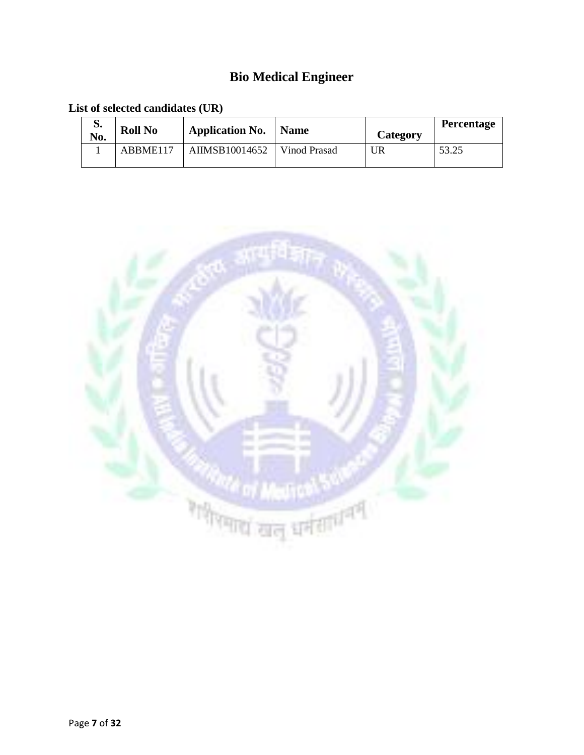# Bio Medical Engineer

**List of selected candidates (UR)**

| S. No. | Roll No | Application No. | Name | Category | Percentage |
|---|---|---|---|---|---|
| 1 | ABBME117 | AIIMSB10014652 | Vinod Prasad | UR | 53.25 |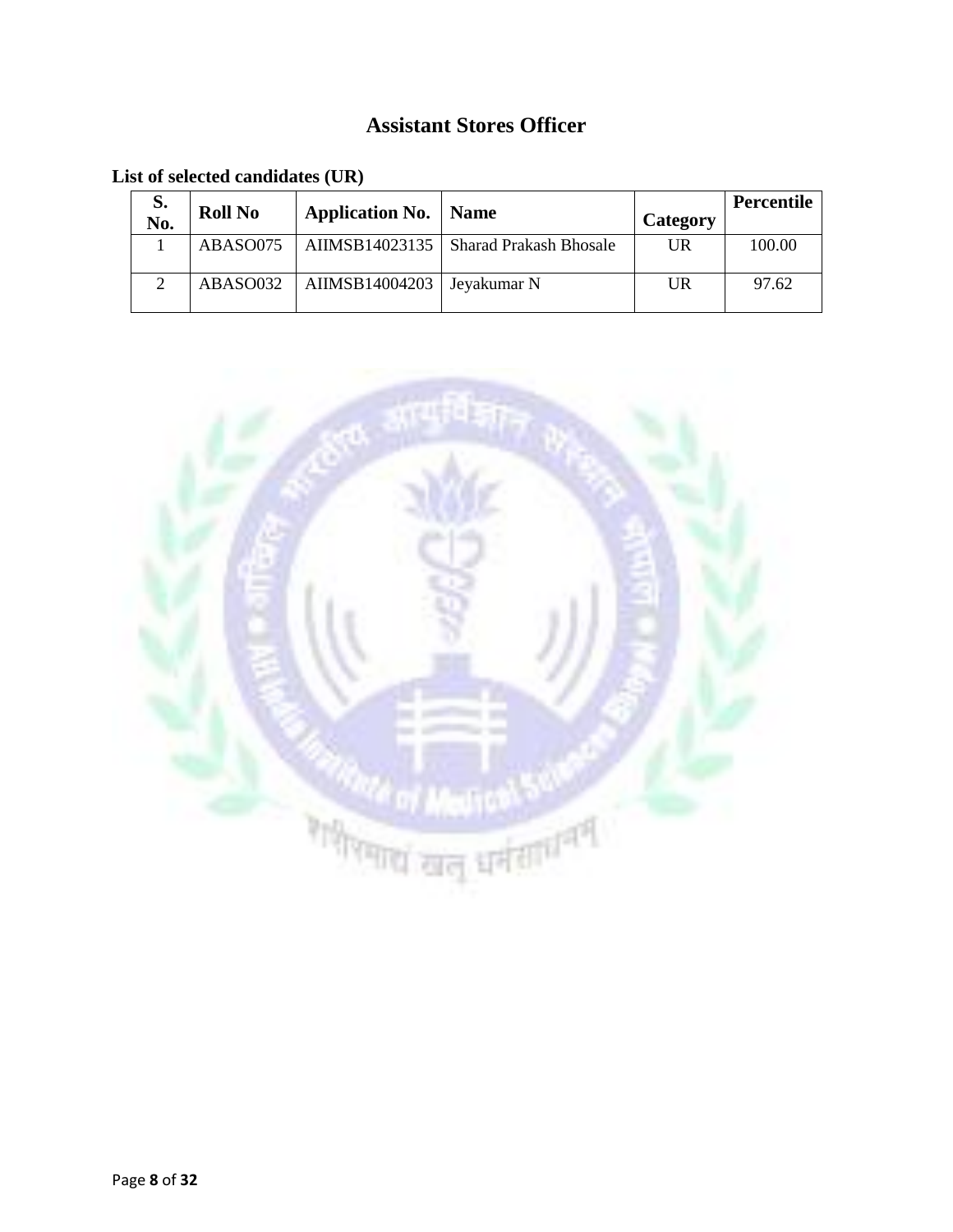## Assistant Stores Officer

**List of selected candidates (UR)**

| S. No. | Roll No | Application No. | Name | Category | Percentile |
|---|---|---|---|---|---|
| 1 | ABASO075 | AIIMSB14023135 | Sharad Prakash Bhosale | UR | 100.00 |
| 2 | ABASO032 | AIIMSB14004203 | Jeyakumar N | UR | 97.62 |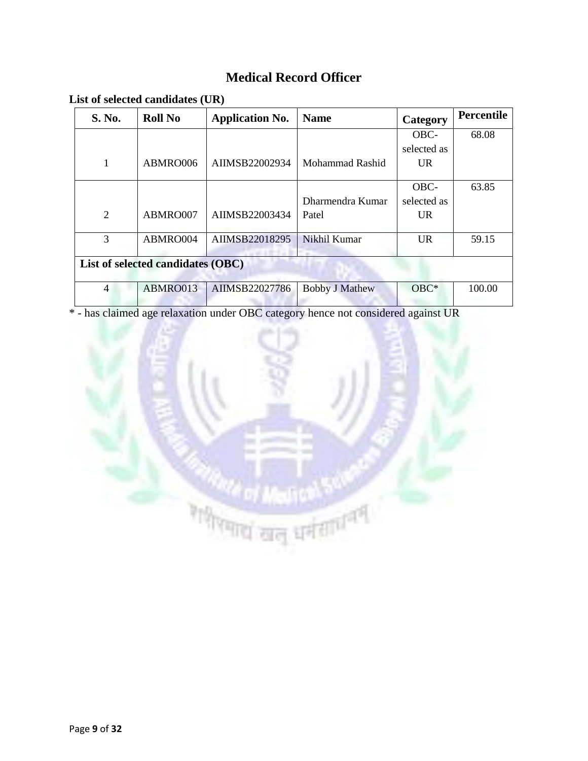# Medical Record Officer

**List of selected candidates (UR)**

| S. No. | Roll No | Application No. | Name | Category | Percentile |
|---|---|---|---|---|---|
| 1 | ABMRO006 | AIIMSB22002934 | Mohammad Rashid | OBC-selected as UR | 68.08 |
| 2 | ABMRO007 | AIIMSB22003434 | Dharmendra Kumar Patel | OBC-selected as UR | 63.85 |
| 3 | ABMRO004 | AIIMSB22018295 | Nikhil Kumar | UR | 59.15 |
| **List of selected candidates (OBC)** | | | | | |
| 4 | ABMRO013 | AIIMSB22027786 | Bobby J Mathew | OBC* | 100.00 |

* - has claimed age relaxation under OBC category hence not considered against UR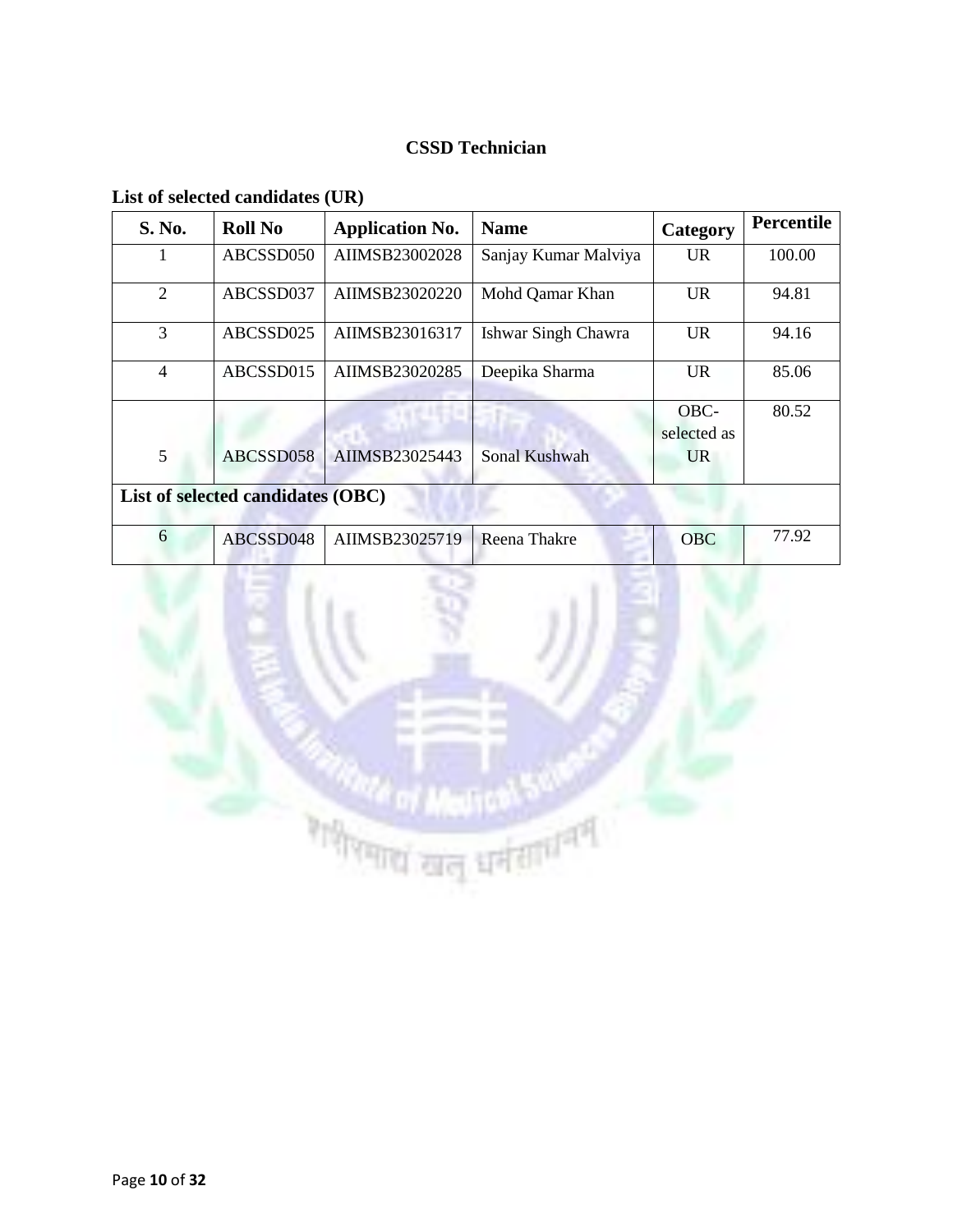## CSSD Technician

**List of selected candidates (UR)**

| S. No. | Roll No | Application No. | Name | Category | Percentile |
|---|---|---|---|---|---|
| 1 | ABCSSD050 | AIIMSB23002028 | Sanjay Kumar Malviya | UR | 100.00 |
| 2 | ABCSSD037 | AIIMSB23020220 | Mohd Qamar Khan | UR | 94.81 |
| 3 | ABCSSD025 | AIIMSB23016317 | Ishwar Singh Chawra | UR | 94.16 |
| 4 | ABCSSD015 | AIIMSB23020285 | Deepika Sharma | UR | 85.06 |
| 5 | ABCSSD058 | AIIMSB23025443 | Sonal Kushwah | OBC-selected as UR | 80.52 |
| **List of selected candidates (OBC)** | | | | | |
| 6 | ABCSSD048 | AIIMSB23025719 | Reena Thakre | OBC | 77.92 |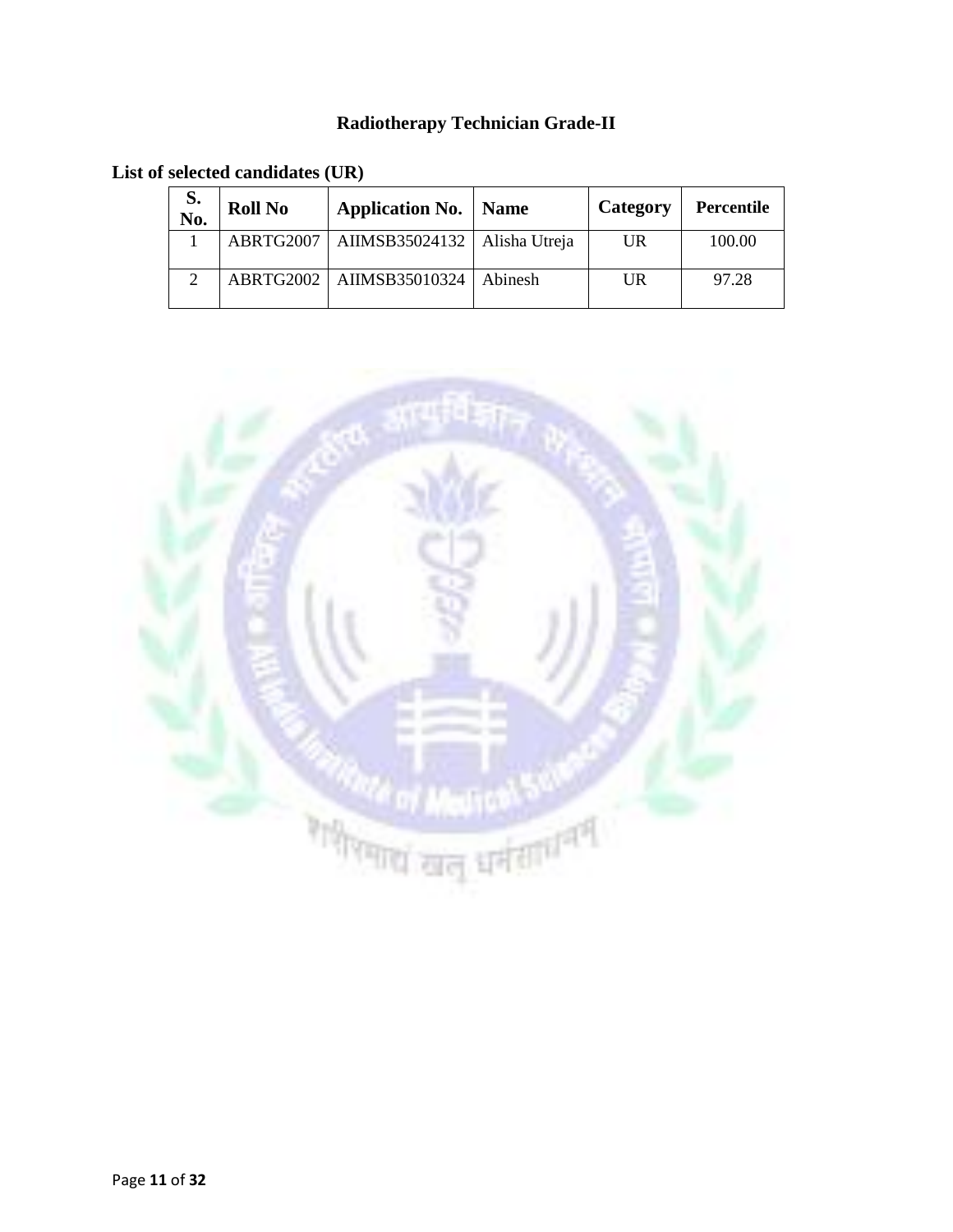## Radiotherapy Technician Grade-II

**List of selected candidates (UR)**

| S. No. | Roll No | Application No. | Name | Category | Percentile |
|---|---|---|---|---|---|
| 1 | ABRTG2007 | AIIMSB35024132 | Alisha Utreja | UR | 100.00 |
| 2 | ABRTG2002 | AIIMSB35010324 | Abinesh | UR | 97.28 |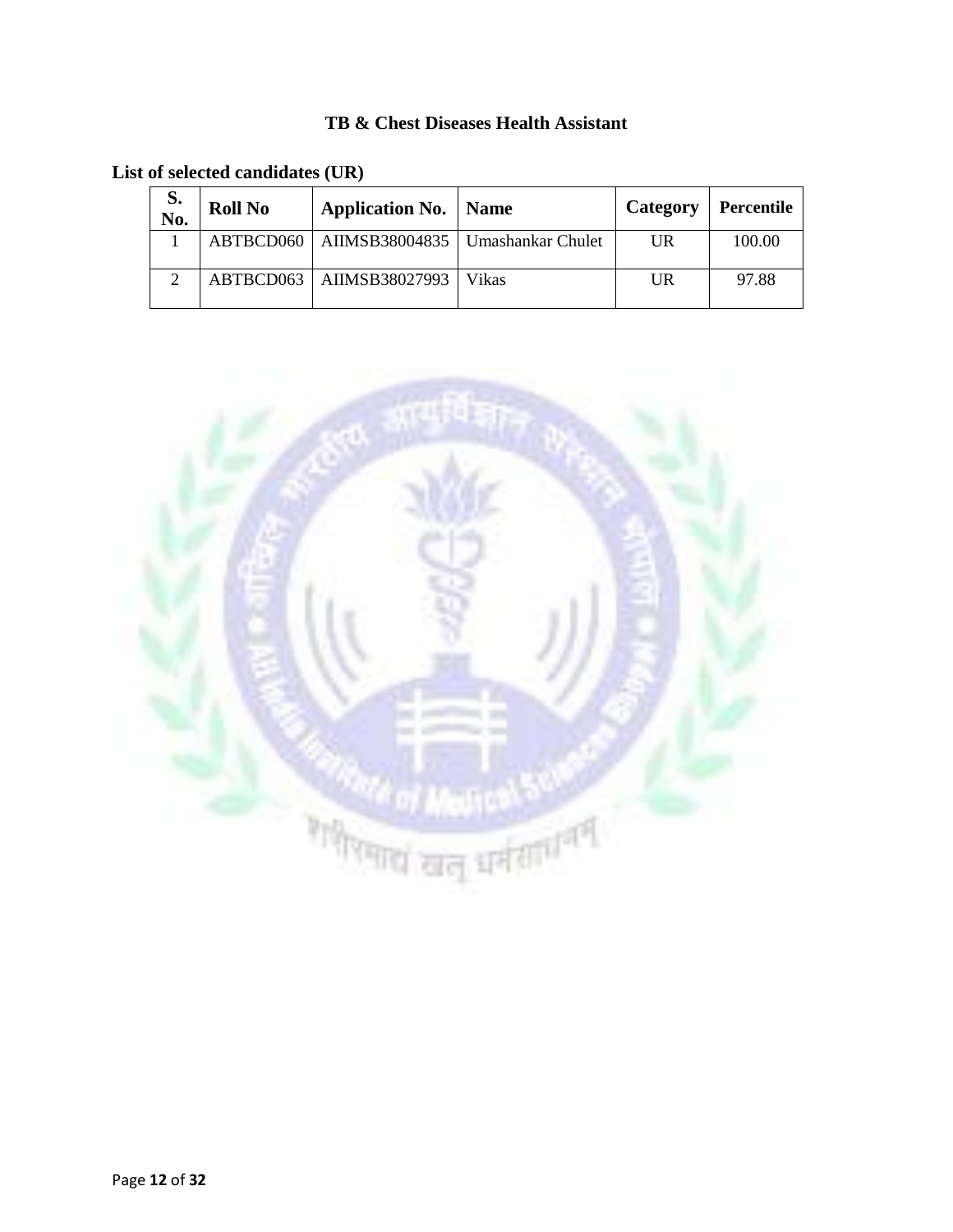## TB & Chest Diseases Health Assistant

**List of selected candidates (UR)**

| S. No. | Roll No | Application No. | Name | Category | Percentile |
|---|---|---|---|---|---|
| 1 | ABTBCD060 | AIIMSB38004835 | Umashankar Chulet | UR | 100.00 |
| 2 | ABTBCD063 | AIIMSB38027993 | Vikas | UR | 97.88 |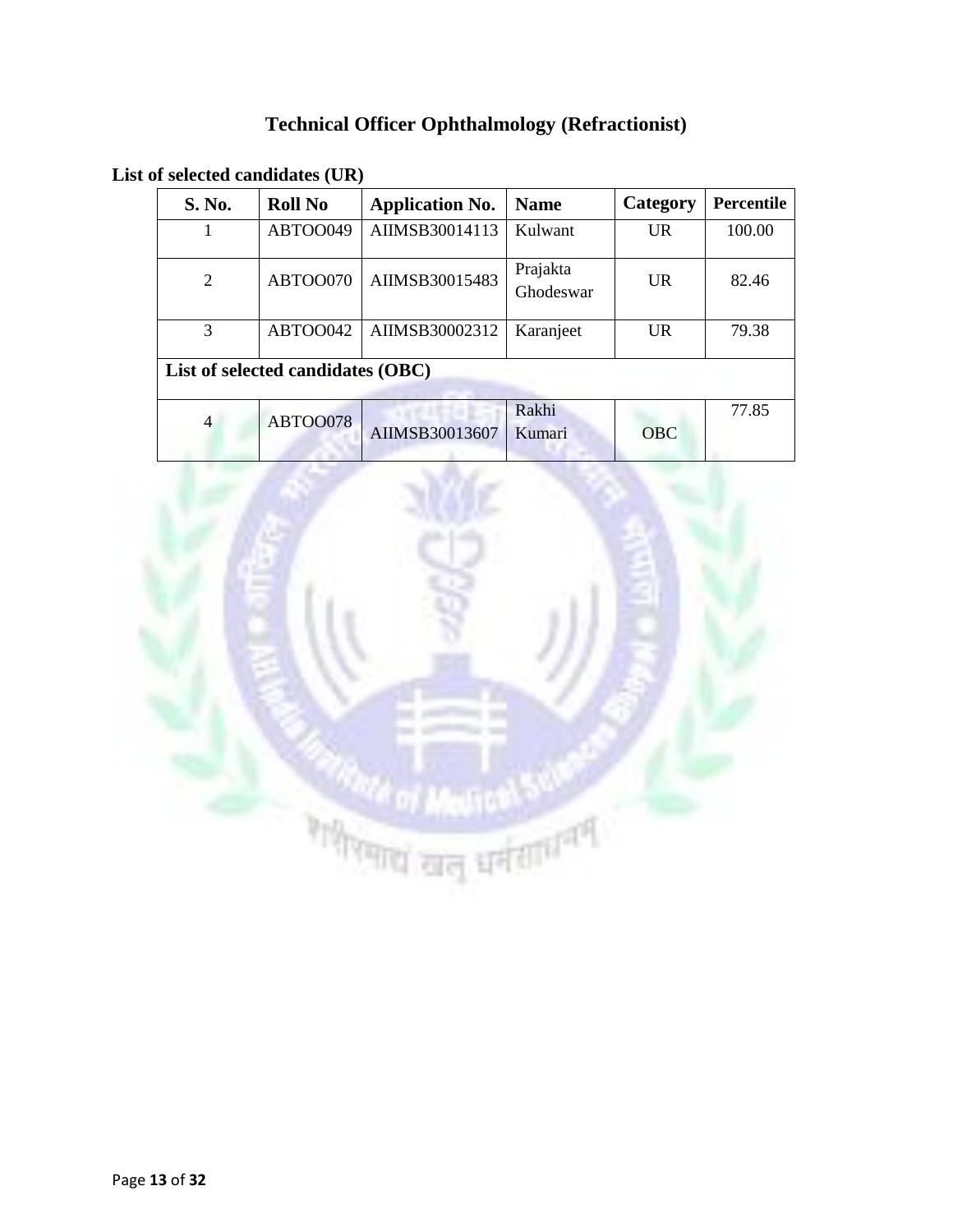## Technical Officer Ophthalmology (Refractionist)

**List of selected candidates (UR)**

| S. No. | Roll No | Application No. | Name | Category | Percentile |
|---|---|---|---|---|---|
| 1 | ABTOO049 | AIIMSB30014113 | Kulwant | UR | 100.00 |
| 2 | ABTOO070 | AIIMSB30015483 | Prajakta Ghodeswar | UR | 82.46 |
| 3 | ABTOO042 | AIIMSB30002312 | Karanjeet | UR | 79.38 |
| **List of selected candidates (OBC)** | | | | | |
| 4 | ABTOO078 | AIIMSB30013607 | Rakhi Kumari | OBC | 77.85 |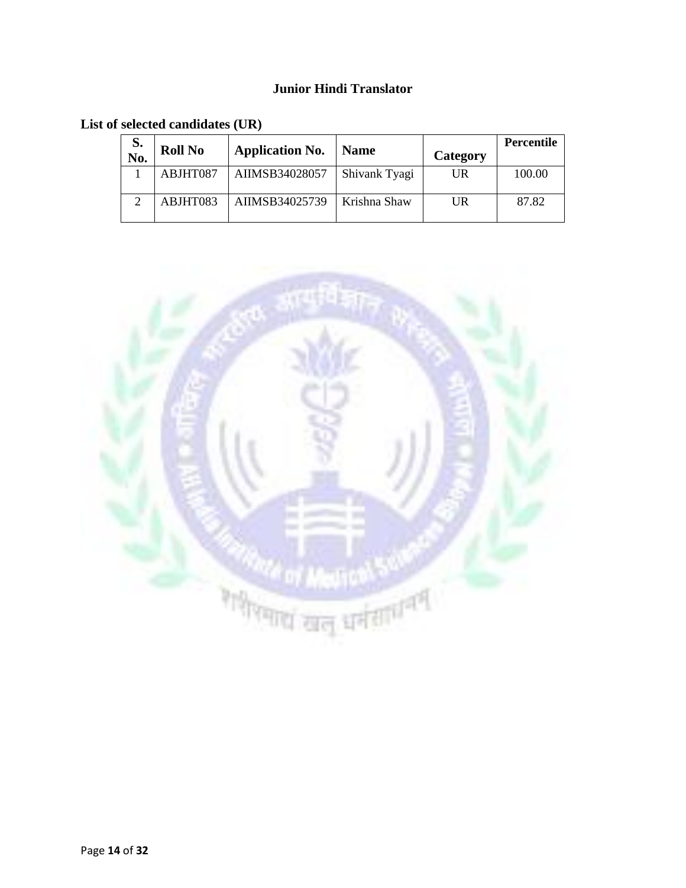## Junior Hindi Translator

**List of selected candidates (UR)**

| S. No. | Roll No | Application No. | Name | Category | Percentile |
|---|---|---|---|---|---|
| 1 | ABJHT087 | AIIMSB34028057 | Shivank Tyagi | UR | 100.00 |
| 2 | ABJHT083 | AIIMSB34025739 | Krishna Shaw | UR | 87.82 |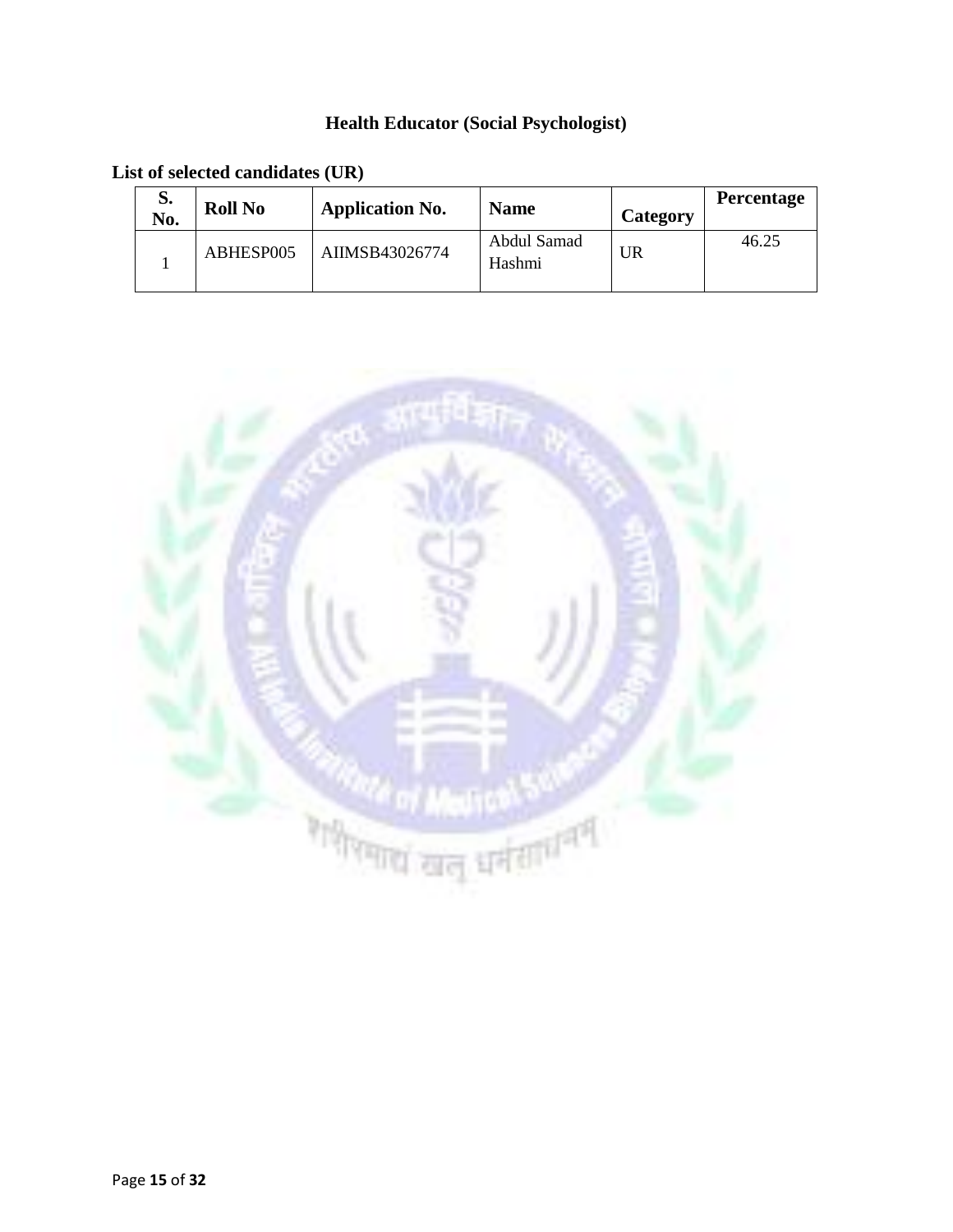## Health Educator (Social Psychologist)

**List of selected candidates (UR)**

| S. No. | Roll No | Application No. | Name | Category | Percentage |
|---|---|---|---|---|---|
| 1 | ABHESP005 | AIIMSB43026774 | Abdul Samad Hashmi | UR | 46.25 |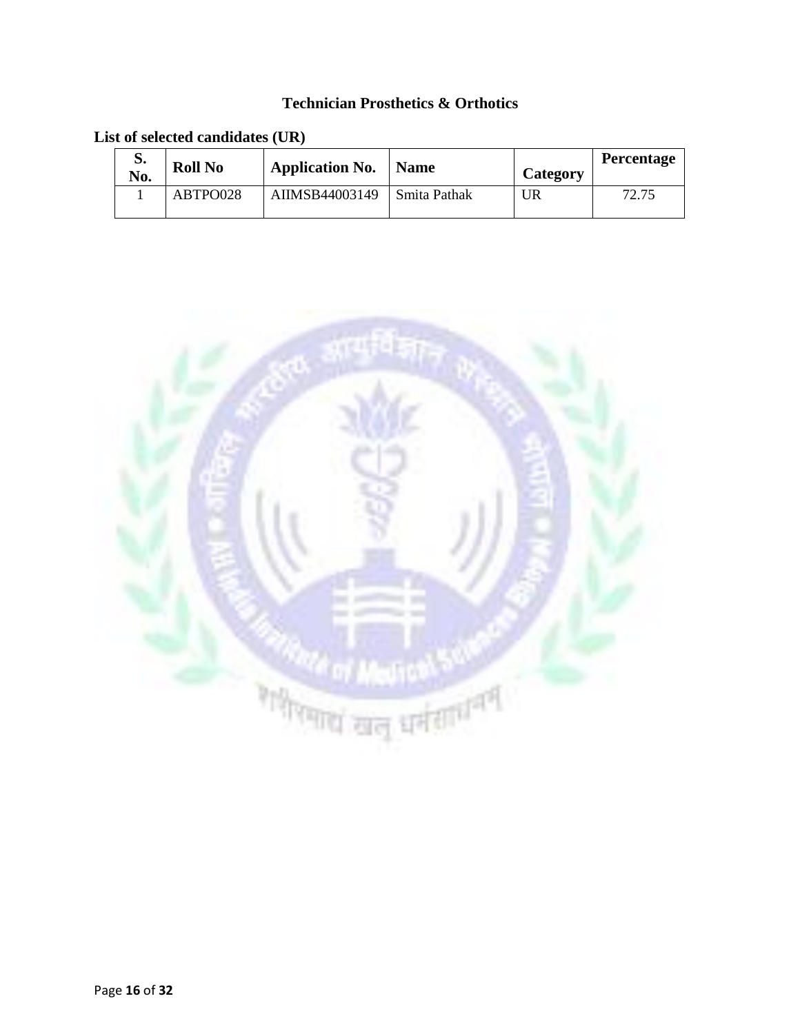## Technician Prosthetics & Orthotics

**List of selected candidates (UR)**

| S. No. | Roll No | Application No. | Name | Category | Percentage |
|---|---|---|---|---|---|
| 1 | ABTPO028 | AIIMSB44003149 | Smita Pathak | UR | 72.75 |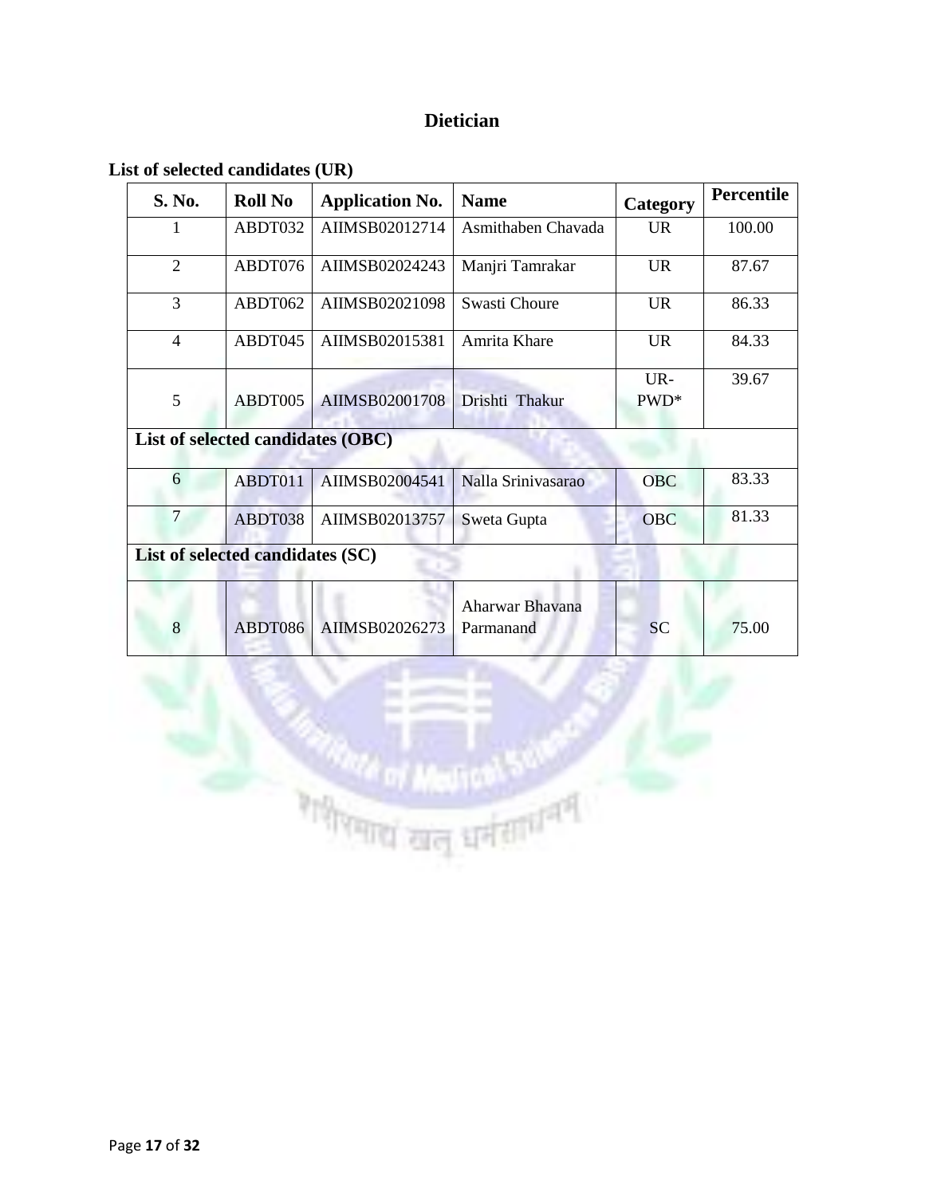## Dietician

**List of selected candidates (UR)**

| S. No. | Roll No | Application No. | Name | Category | Percentile |
|---|---|---|---|---|---|
| 1 | ABDT032 | AIIMSB02012714 | Asmithaben Chavada | UR | 100.00 |
| 2 | ABDT076 | AIIMSB02024243 | Manjri Tamrakar | UR | 87.67 |
| 3 | ABDT062 | AIIMSB02021098 | Swasti Choure | UR | 86.33 |
| 4 | ABDT045 | AIIMSB02015381 | Amrita Khare | UR | 84.33 |
| 5 | ABDT005 | AIIMSB02001708 | Drishti Thakur | UR-PWD* | 39.67 |
| **List of selected candidates (OBC)** | | | | | |
| 6 | ABDT011 | AIIMSB02004541 | Nalla Srinivasarao | OBC | 83.33 |
| 7 | ABDT038 | AIIMSB02013757 | Sweta Gupta | OBC | 81.33 |
| **List of selected candidates (SC)** | | | | | |
| 8 | ABDT086 | AIIMSB02026273 | Aharwar Bhavana Parmanand | SC | 75.00 |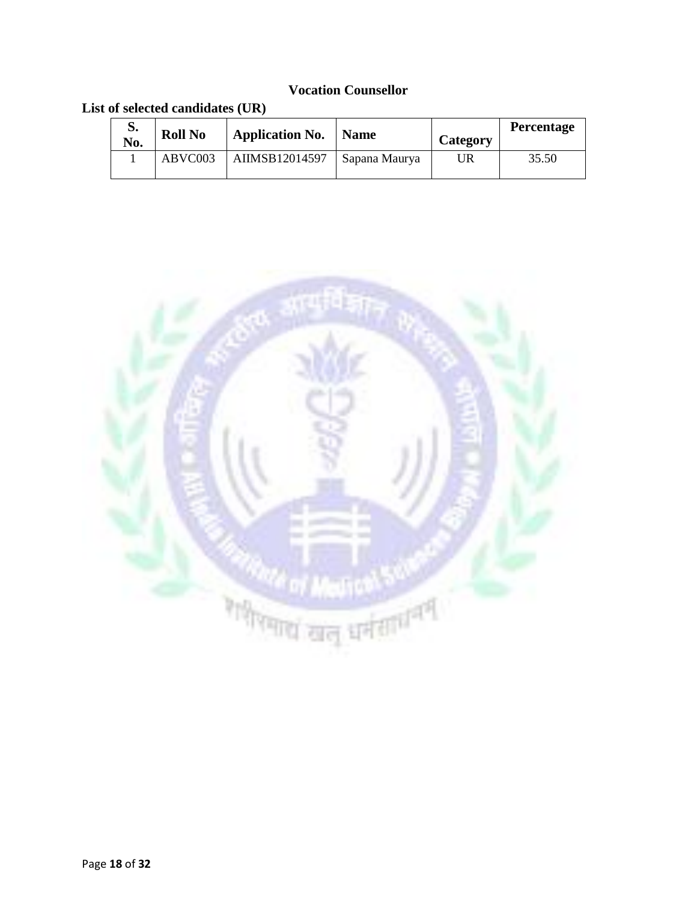**Vocation Counsellor**

**List of selected candidates (UR)**

| S. No. | Roll No | Application No. | Name | Category | Percentage |
|---|---|---|---|---|---|
| 1 | ABVC003 | AIIMSB12014597 | Sapana Maurya | UR | 35.50 |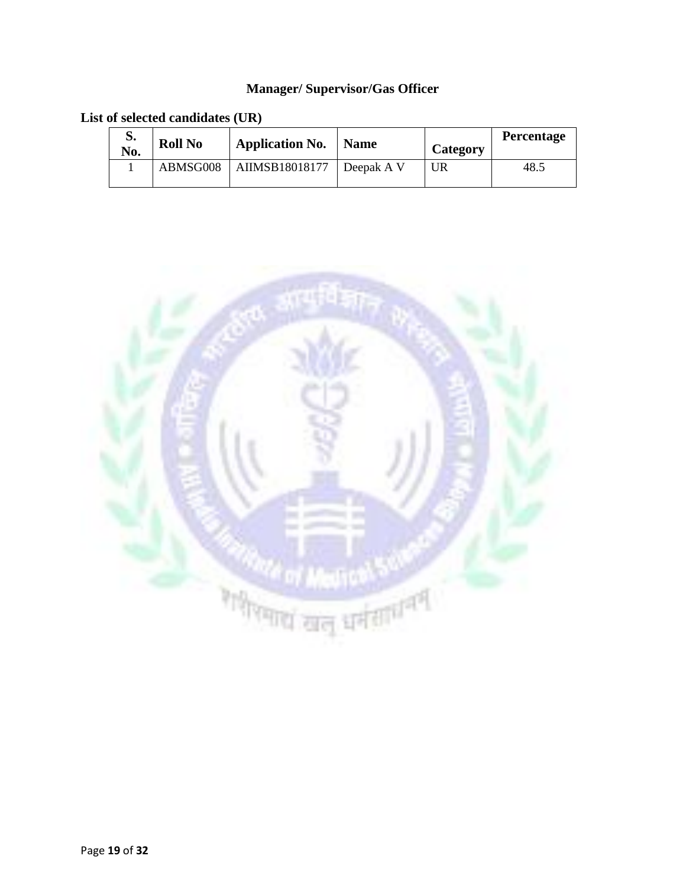## Manager/ Supervisor/Gas Officer

**List of selected candidates (UR)**

| S. No. | Roll No | Application No. | Name | Category | Percentage |
|---|---|---|---|---|---|
| 1 | ABMSG008 | AIIMSB18018177 | Deepak A V | UR | 48.5 |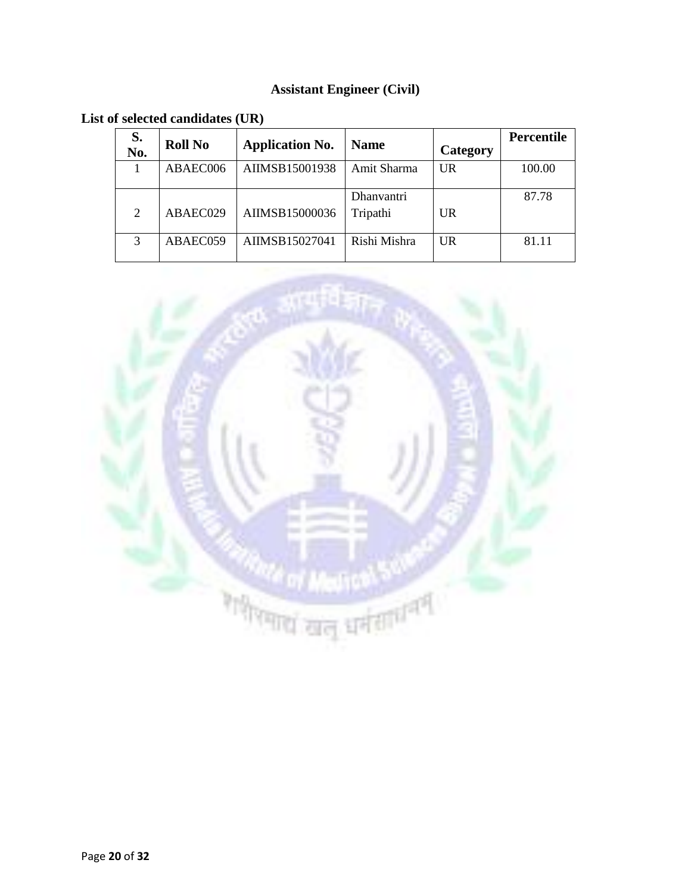## Assistant Engineer (Civil)

**List of selected candidates (UR)**

| S. No. | Roll No | Application No. | Name | Category | Percentile |
|---|---|---|---|---|---|
| 1 | ABAEC006 | AIIMSB15001938 | Amit Sharma | UR | 100.00 |
| 2 | ABAEC029 | AIIMSB15000036 | Dhanvantri Tripathi | UR | 87.78 |
| 3 | ABAEC059 | AIIMSB15027041 | Rishi Mishra | UR | 81.11 |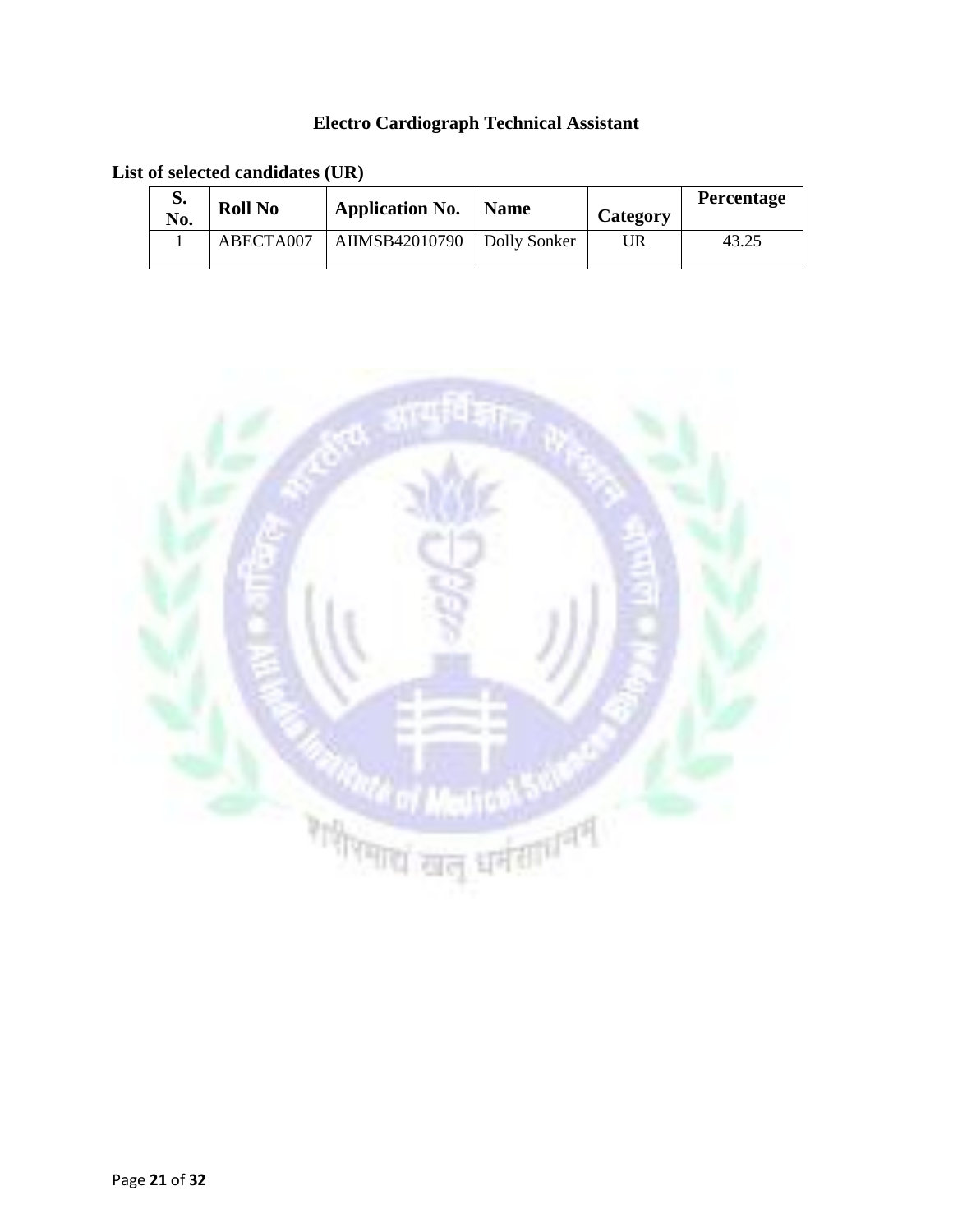## Electro Cardiograph Technical Assistant

**List of selected candidates (UR)**

| S. No. | Roll No | Application No. | Name | Category | Percentage |
|---|---|---|---|---|---|
| 1 | ABECTA007 | AIIMSB42010790 | Dolly Sonker | UR | 43.25 |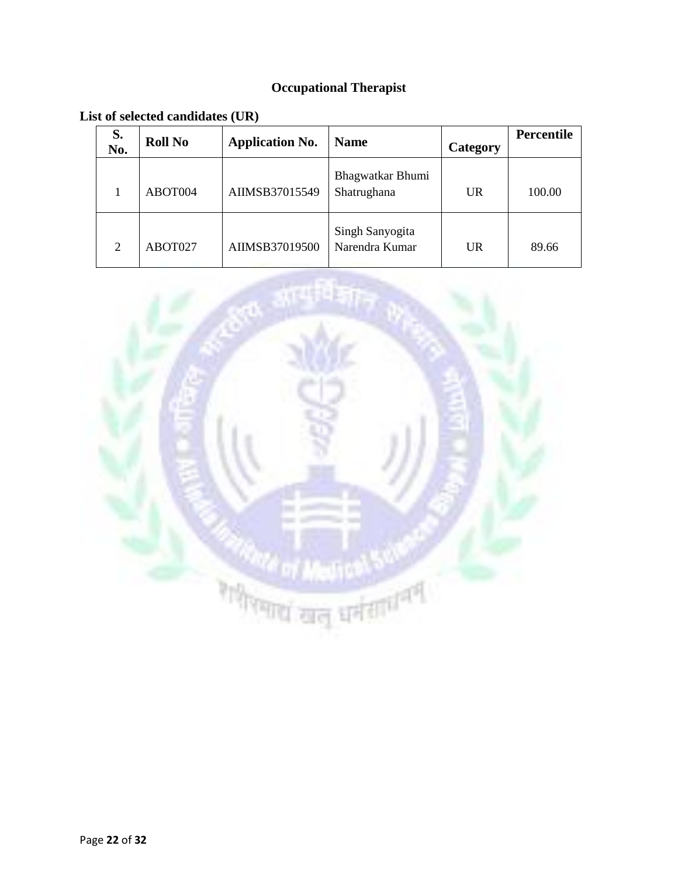## Occupational Therapist

**List of selected candidates (UR)**

| S. No. | Roll No | Application No. | Name | Category | Percentile |
|---|---|---|---|---|---|
| 1 | ABOT004 | AIIMSB37015549 | Bhagwatkar Bhumi Shatrughana | UR | 100.00 |
| 2 | ABOT027 | AIIMSB37019500 | Singh Sanyogita Narendra Kumar | UR | 89.66 |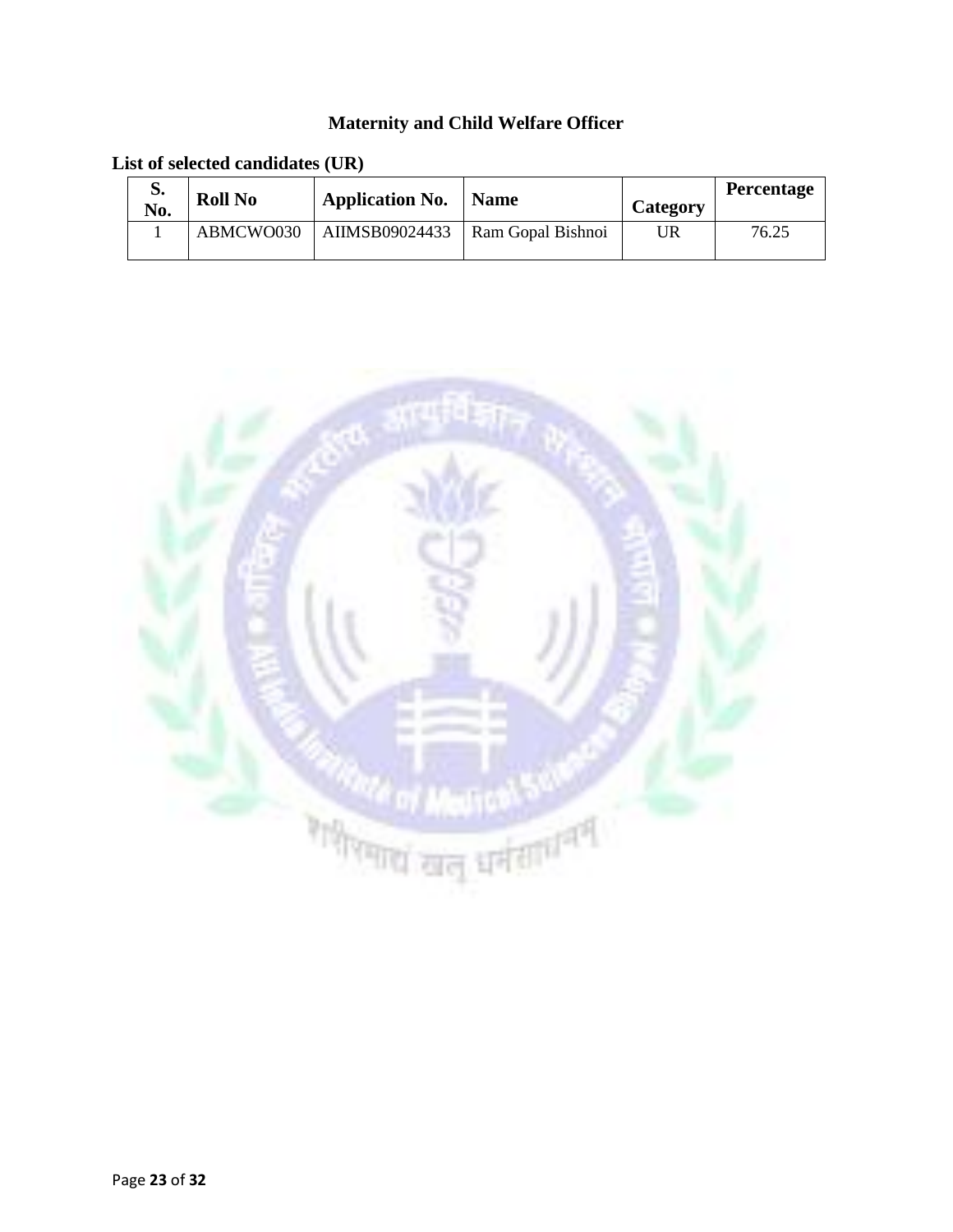## Maternity and Child Welfare Officer

**List of selected candidates (UR)**

| S. No. | Roll No | Application No. | Name | Category | Percentage |
|---|---|---|---|---|---|
| 1 | ABMCWO030 | AIIMSB09024433 | Ram Gopal Bishnoi | UR | 76.25 |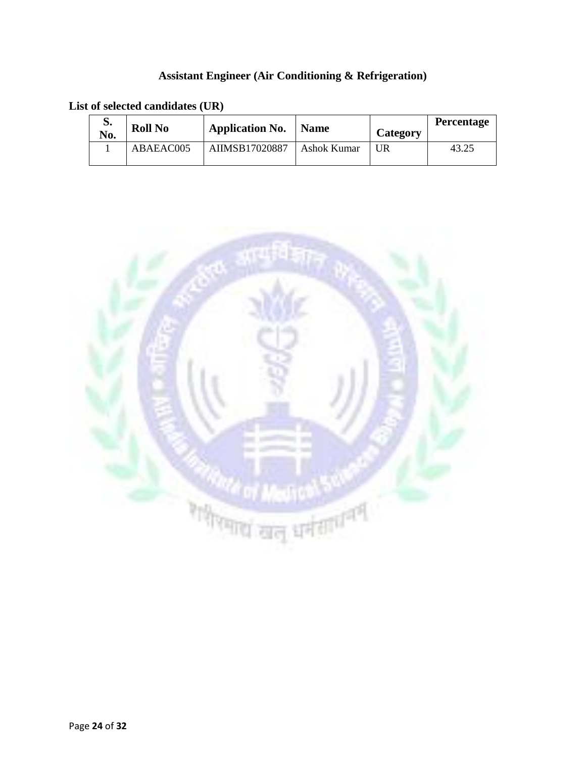## Assistant Engineer (Air Conditioning & Refrigeration)

**List of selected candidates (UR)**

| S. No. | Roll No | Application No. | Name | Category | Percentage |
|---|---|---|---|---|---|
| 1 | ABAEAC005 | AIIMSB17020887 | Ashok Kumar | UR | 43.25 |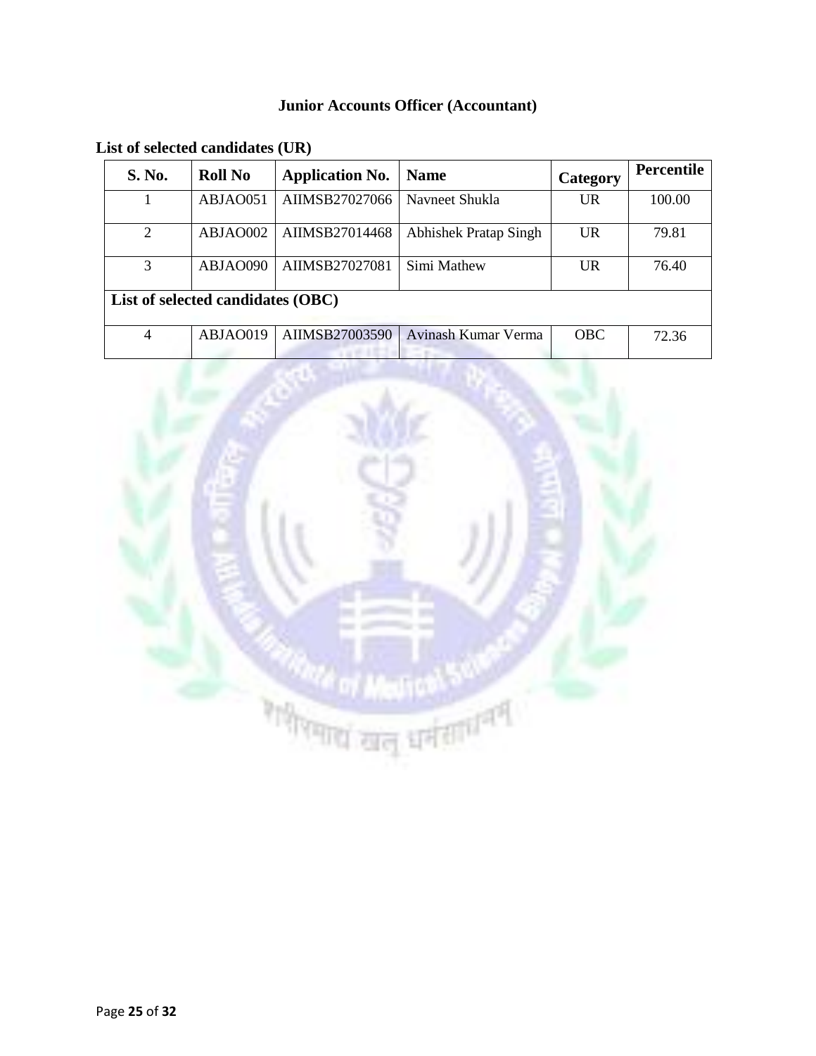## Junior Accounts Officer (Accountant)

**List of selected candidates (UR)**

| S. No. | Roll No | Application No. | Name | Category | Percentile |
|---|---|---|---|---|---|
| 1 | ABJAO051 | AIIMSB27027066 | Navneet Shukla | UR | 100.00 |
| 2 | ABJAO002 | AIIMSB27014468 | Abhishek Pratap Singh | UR | 79.81 |
| 3 | ABJAO090 | AIIMSB27027081 | Simi Mathew | UR | 76.40 |
| **List of selected candidates (OBC)** | | | | | |
| 4 | ABJAO019 | AIIMSB27003590 | Avinash Kumar Verma | OBC | 72.36 |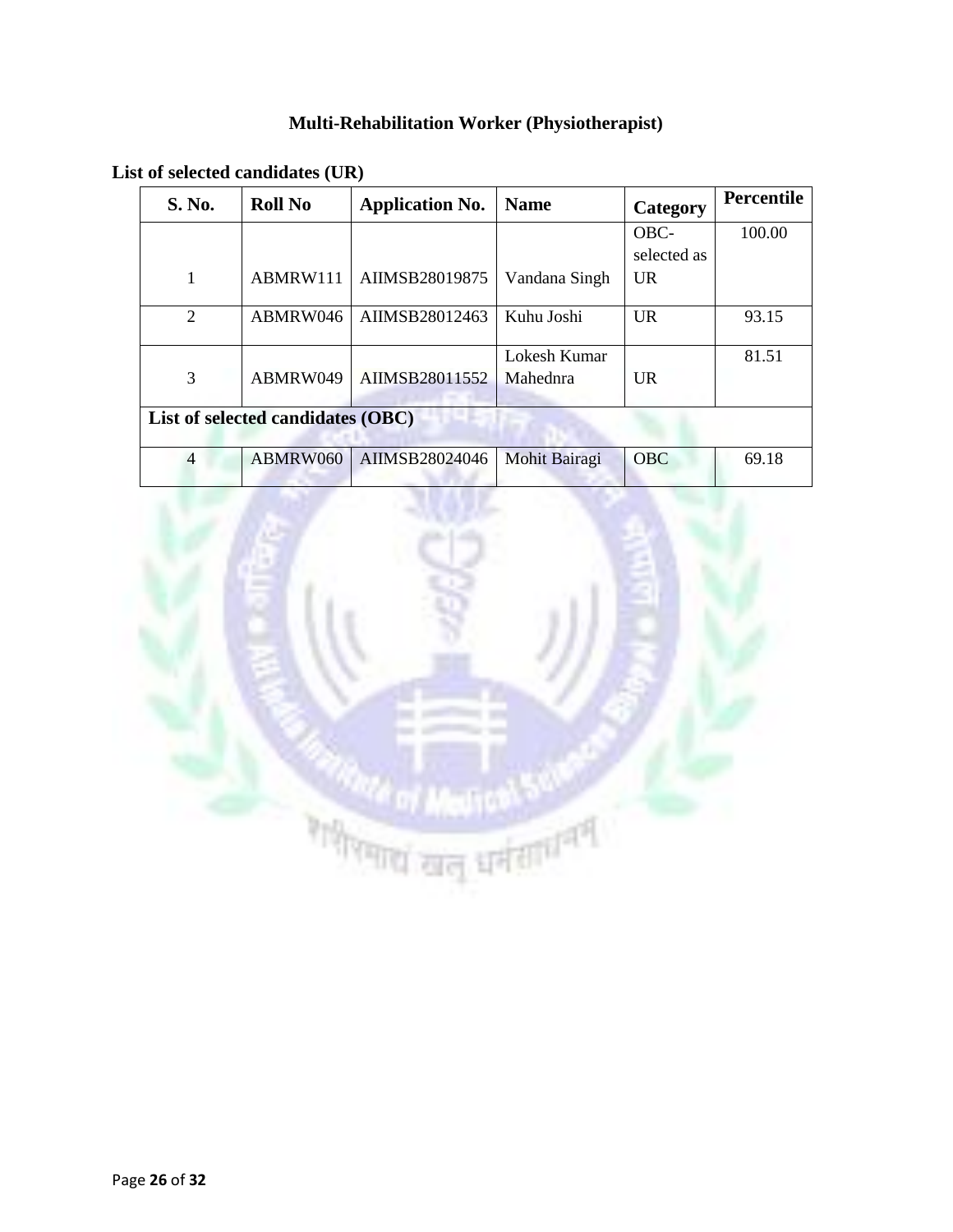## Multi-Rehabilitation Worker (Physiotherapist)

**List of selected candidates (UR)**

| S. No. | Roll No | Application No. | Name | Category | Percentile |
|---|---|---|---|---|---|
| 1 | ABMRW111 | AIIMSB28019875 | Vandana Singh | OBC-selected as UR | 100.00 |
| 2 | ABMRW046 | AIIMSB28012463 | Kuhu Joshi | UR | 93.15 |
| 3 | ABMRW049 | AIIMSB28011552 | Lokesh Kumar Mahednra | UR | 81.51 |
| **List of selected candidates (OBC)** | | | | | |
| 4 | ABMRW060 | AIIMSB28024046 | Mohit Bairagi | OBC | 69.18 |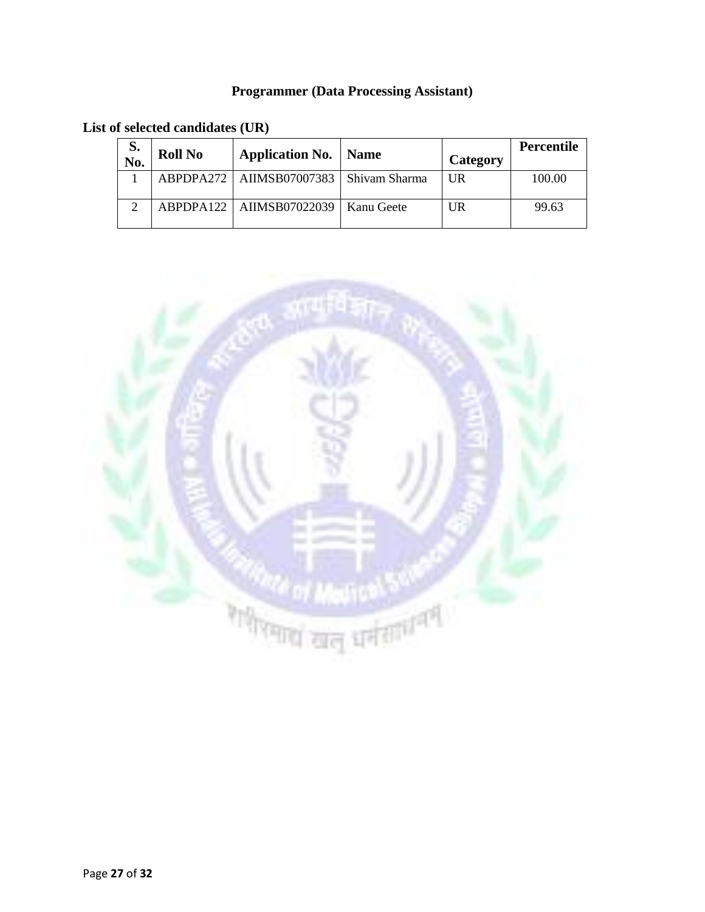## Programmer (Data Processing Assistant)

**List of selected candidates (UR)**

| S. No. | Roll No | Application No. | Name | Category | Percentile |
|---|---|---|---|---|---|
| 1 | ABPDPA272 | AIIMSB07007383 | Shivam Sharma | UR | 100.00 |
| 2 | ABPDPA122 | AIIMSB07022039 | Kanu Geete | UR | 99.63 |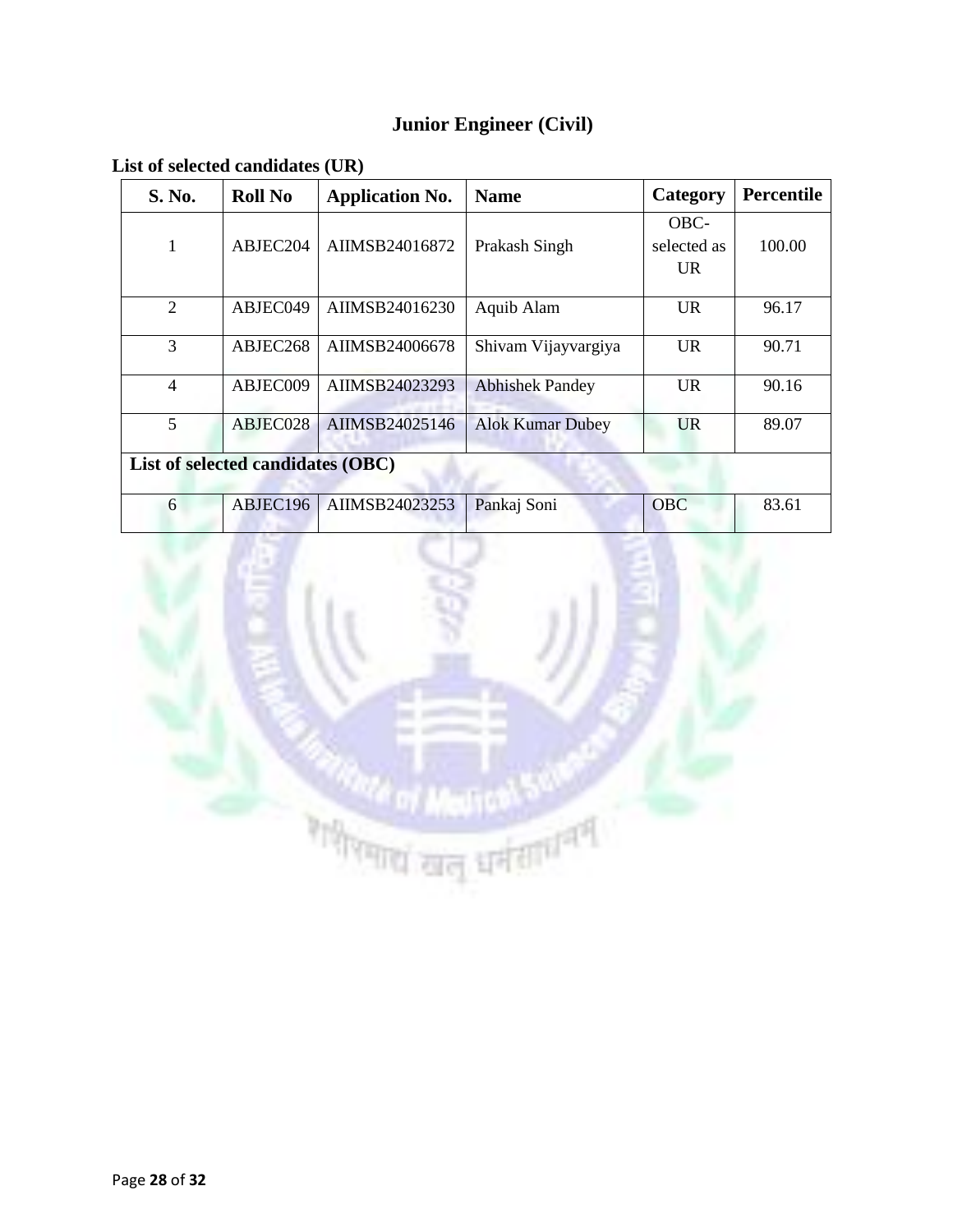## Junior Engineer (Civil)

**List of selected candidates (UR)**

| S. No. | Roll No | Application No. | Name | Category | Percentile |
|---|---|---|---|---|---|
| 1 | ABJEC204 | AIIMSB24016872 | Prakash Singh | OBC-selected as UR | 100.00 |
| 2 | ABJEC049 | AIIMSB24016230 | Aquib Alam | UR | 96.17 |
| 3 | ABJEC268 | AIIMSB24006678 | Shivam Vijayvargiya | UR | 90.71 |
| 4 | ABJEC009 | AIIMSB24023293 | Abhishek Pandey | UR | 90.16 |
| 5 | ABJEC028 | AIIMSB24025146 | Alok Kumar Dubey | UR | 89.07 |
| **List of selected candidates (OBC)** | | | | | |
| 6 | ABJEC196 | AIIMSB24023253 | Pankaj Soni | OBC | 83.61 |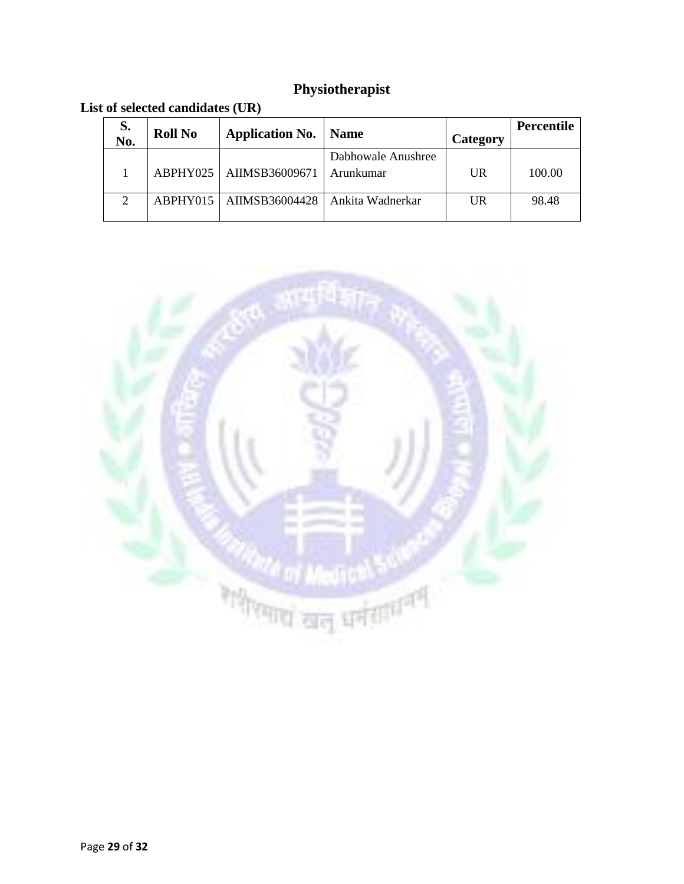## Physiotherapist

**List of selected candidates (UR)**

| S. No. | Roll No | Application No. | Name | Category | Percentile |
|---|---|---|---|---|---|
| 1 | ABPHY025 | AIIMSB36009671 | Dabhowale Anushree Arunkumar | UR | 100.00 |
| 2 | ABPHY015 | AIIMSB36004428 | Ankita Wadnerkar | UR | 98.48 |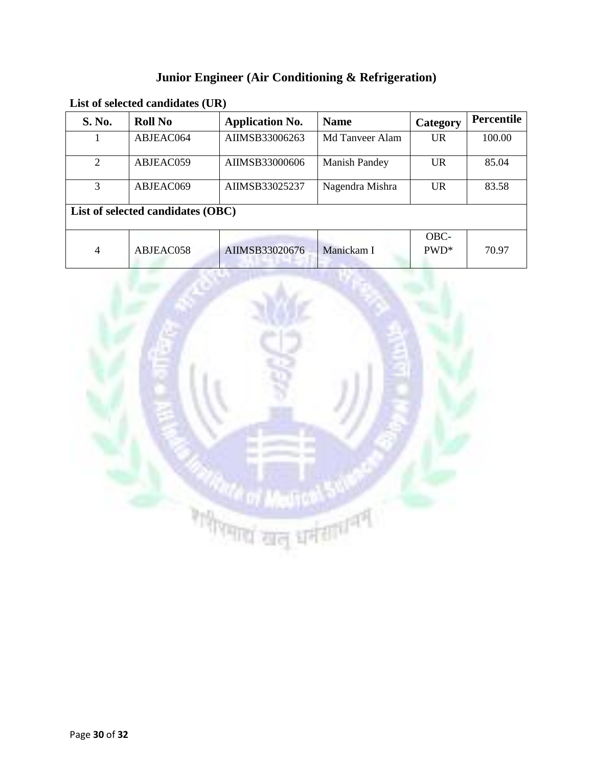## Junior Engineer (Air Conditioning & Refrigeration)

**List of selected candidates (UR)**

| S. No. | Roll No | Application No. | Name | Category | Percentile |
|---|---|---|---|---|---|
| 1 | ABJEAC064 | AIIMSB33006263 | Md Tanveer Alam | UR | 100.00 |
| 2 | ABJEAC059 | AIIMSB33000606 | Manish Pandey | UR | 85.04 |
| 3 | ABJEAC069 | AIIMSB33025237 | Nagendra Mishra | UR | 83.58 |
| **List of selected candidates (OBC)** | | | | | |
| 4 | ABJEAC058 | AIIMSB33020676 | Manickam I | OBC-PWD* | 70.97 |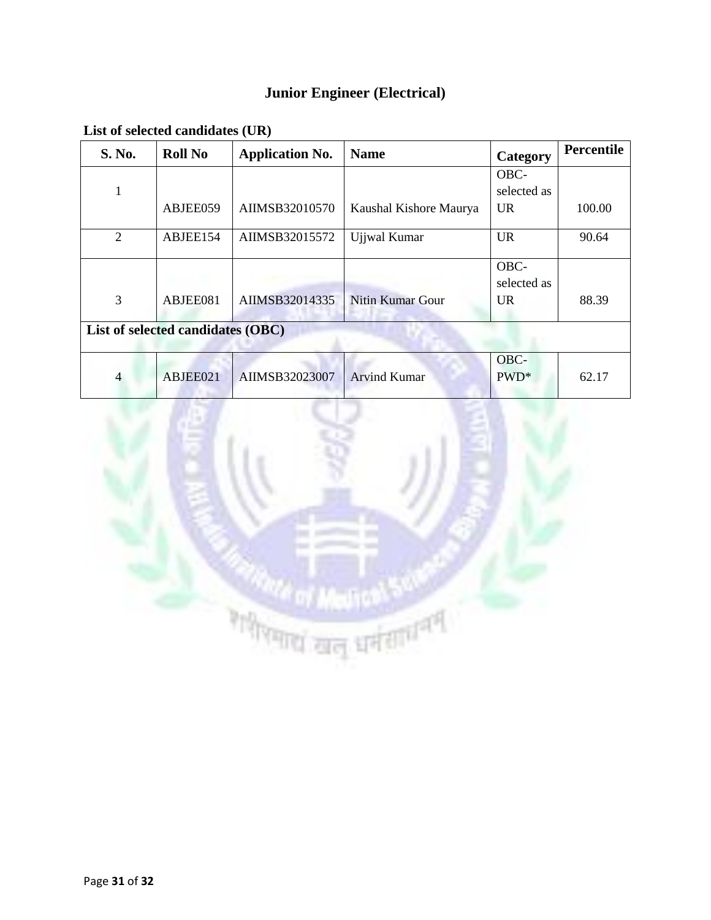## Junior Engineer (Electrical)

**List of selected candidates (UR)**

| S. No. | Roll No | Application No. | Name | Category | Percentile |
|---|---|---|---|---|---|
| 1 | ABJEE059 | AIIMSB32010570 | Kaushal Kishore Maurya | OBC-selected as UR | 100.00 |
| 2 | ABJEE154 | AIIMSB32015572 | Ujjwal Kumar | UR | 90.64 |
| 3 | ABJEE081 | AIIMSB32014335 | Nitin Kumar Gour | OBC-selected as UR | 88.39 |
| **List of selected candidates (OBC)** | | | | | |
| 4 | ABJEE021 | AIIMSB32023007 | Arvind Kumar | OBC-PWD* | 62.17 |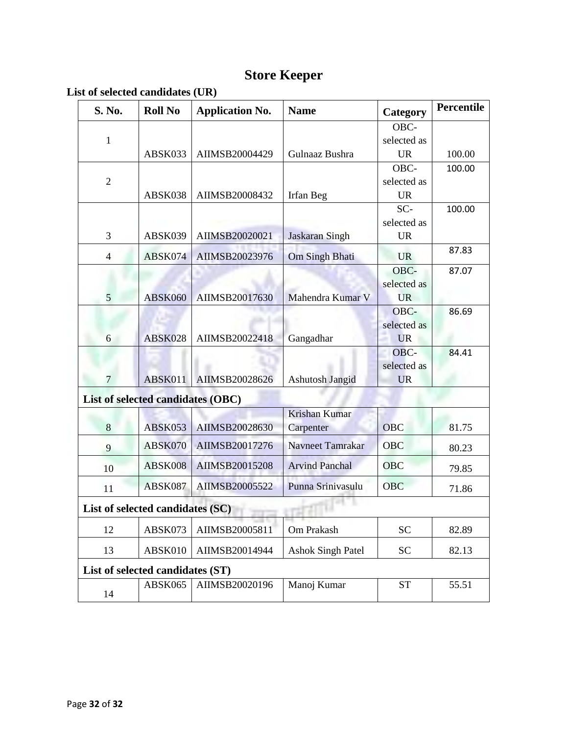# Store Keeper

**List of selected candidates (UR)**

| S. No. | Roll No | Application No. | Name | Category | Percentile |
|---|---|---|---|---|---|
| 1 | ABSK033 | AIIMSB20004429 | Gulnaaz Bushra | OBC-selected as UR | 100.00 |
| 2 | ABSK038 | AIIMSB20008432 | Irfan Beg | OBC-selected as UR | 100.00 |
| 3 | ABSK039 | AIIMSB20020021 | Jaskaran Singh | SC-selected as UR | 100.00 |
| 4 | ABSK074 | AIIMSB20023976 | Om Singh Bhati | UR | 87.83 |
| 5 | ABSK060 | AIIMSB20017630 | Mahendra Kumar V | OBC-selected as UR | 87.07 |
| 6 | ABSK028 | AIIMSB20022418 | Gangadhar | OBC-selected as UR | 86.69 |
| 7 | ABSK011 | AIIMSB20028626 | Ashutosh Jangid | OBC-selected as UR | 84.41 |
| **List of selected candidates (OBC)** | | | | | |
| 8 | ABSK053 | AIIMSB20028630 | Krishan Kumar Carpenter | OBC | 81.75 |
| 9 | ABSK070 | AIIMSB20017276 | Navneet Tamrakar | OBC | 80.23 |
| 10 | ABSK008 | AIIMSB20015208 | Arvind Panchal | OBC | 79.85 |
| 11 | ABSK087 | AIIMSB20005522 | Punna Srinivasulu | OBC | 71.86 |
| **List of selected candidates (SC)** | | | | | |
| 12 | ABSK073 | AIIMSB20005811 | Om Prakash | SC | 82.89 |
| 13 | ABSK010 | AIIMSB20014944 | Ashok Singh Patel | SC | 82.13 |
| **List of selected candidates (ST)** | | | | | |
| 14 | ABSK065 | AIIMSB20020196 | Manoj Kumar | ST | 55.51 |